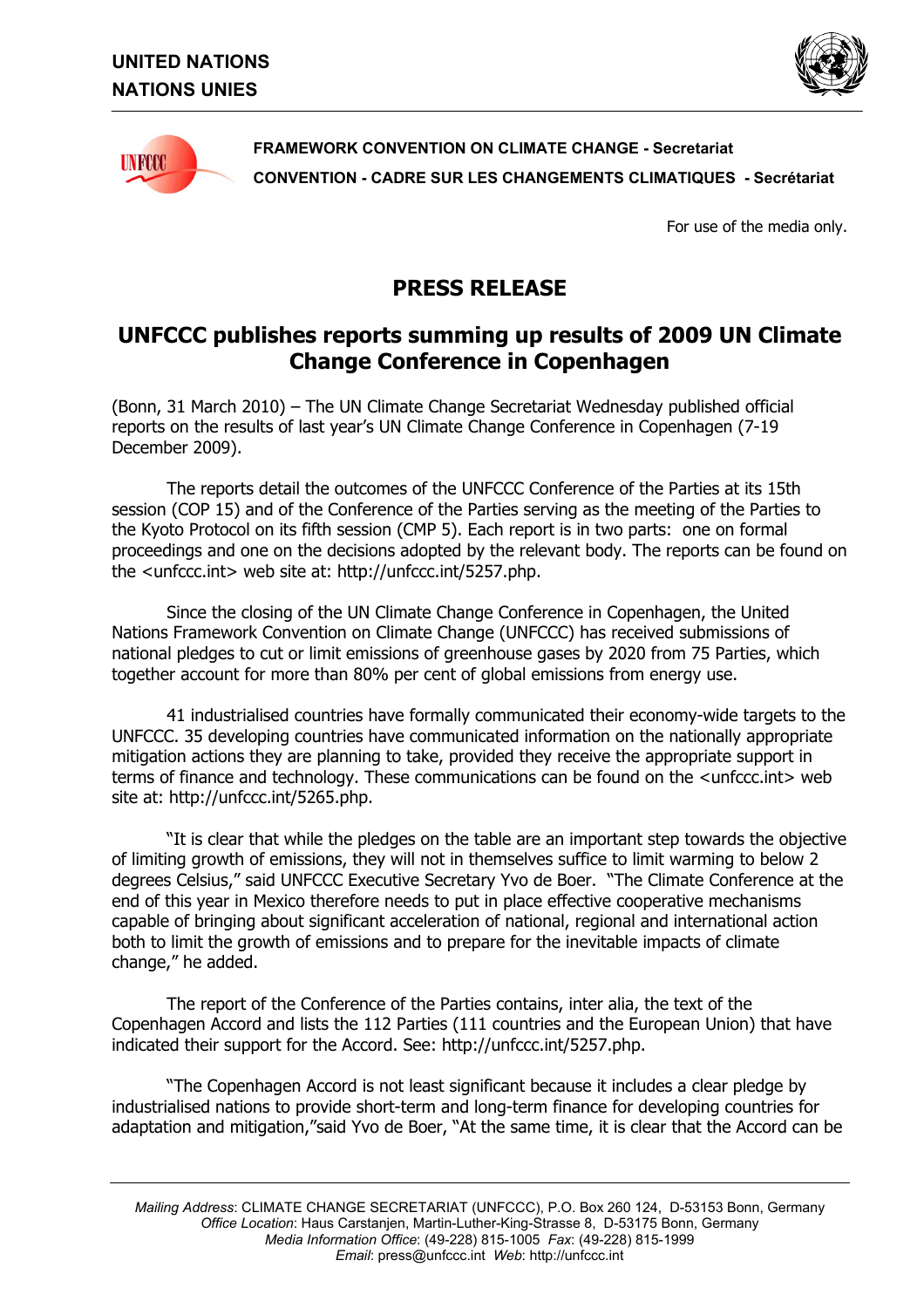UNITED NATIONS
NATIONS UNIES

FRAMEWORK CONVENTION ON CLIMATE CHANGE - Secretariat
CONVENTION - CADRE SUR LES CHANGEMENTS CLIMATIQUES - Secrétariat

For use of the media only.

# PRESS RELEASE

## UNFCCC publishes reports summing up results of 2009 UN Climate Change Conference in Copenhagen

(Bonn, 31 March 2010) – The UN Climate Change Secretariat Wednesday published official reports on the results of last year's UN Climate Change Conference in Copenhagen (7-19 December 2009).

The reports detail the outcomes of the UNFCCC Conference of the Parties at its 15th session (COP 15) and of the Conference of the Parties serving as the meeting of the Parties to the Kyoto Protocol on its fifth session (CMP 5). Each report is in two parts: one on formal proceedings and one on the decisions adopted by the relevant body. The reports can be found on the <unfccc.int> web site at: http://unfccc.int/5257.php.

Since the closing of the UN Climate Change Conference in Copenhagen, the United Nations Framework Convention on Climate Change (UNFCCC) has received submissions of national pledges to cut or limit emissions of greenhouse gases by 2020 from 75 Parties, which together account for more than 80% per cent of global emissions from energy use.

41 industrialised countries have formally communicated their economy-wide targets to the UNFCCC. 35 developing countries have communicated information on the nationally appropriate mitigation actions they are planning to take, provided they receive the appropriate support in terms of finance and technology. These communications can be found on the <unfccc.int> web site at: http://unfccc.int/5265.php.

"It is clear that while the pledges on the table are an important step towards the objective of limiting growth of emissions, they will not in themselves suffice to limit warming to below 2 degrees Celsius," said UNFCCC Executive Secretary Yvo de Boer. "The Climate Conference at the end of this year in Mexico therefore needs to put in place effective cooperative mechanisms capable of bringing about significant acceleration of national, regional and international action both to limit the growth of emissions and to prepare for the inevitable impacts of climate change," he added.

The report of the Conference of the Parties contains, inter alia, the text of the Copenhagen Accord and lists the 112 Parties (111 countries and the European Union) that have indicated their support for the Accord. See: http://unfccc.int/5257.php.

"The Copenhagen Accord is not least significant because it includes a clear pledge by industrialised nations to provide short-term and long-term finance for developing countries for adaptation and mitigation,"said Yvo de Boer, "At the same time, it is clear that the Accord can be

*Mailing Address*: CLIMATE CHANGE SECRETARIAT (UNFCCC), P.O. Box 260 124, D-53153 Bonn, Germany
*Office Location*: Haus Carstanjen, Martin-Luther-King-Strasse 8, D-53175 Bonn, Germany
*Media Information Office*: (49-228) 815-1005 *Fax*: (49-228) 815-1999
*Email*: press@unfccc.int *Web*: http://unfccc.int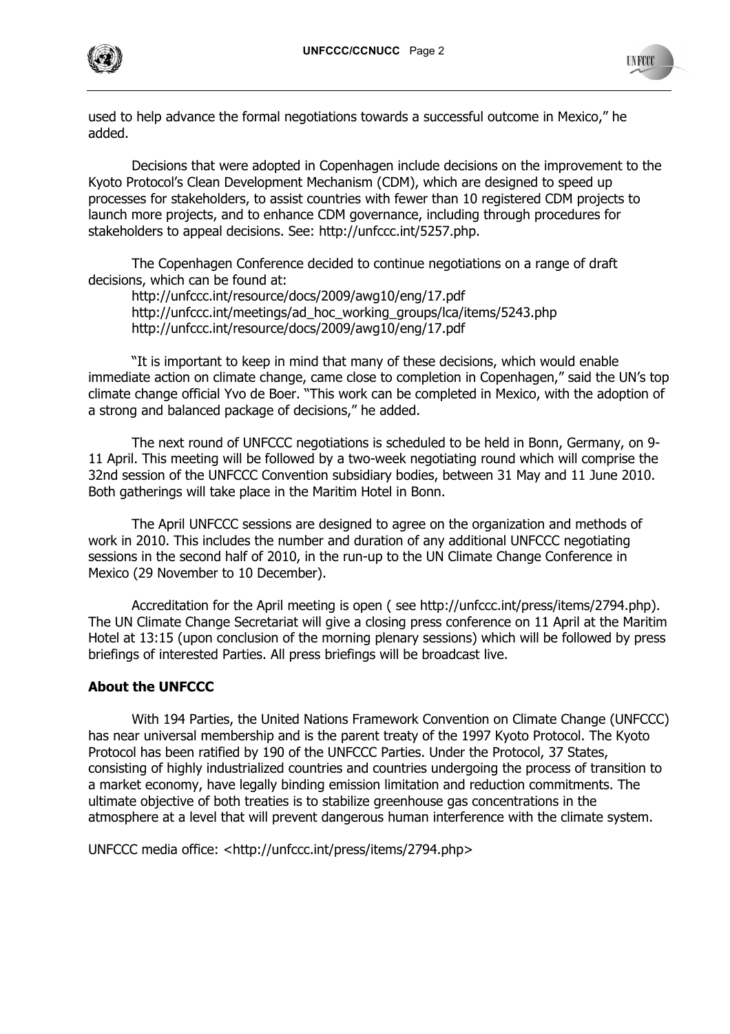used to help advance the formal negotiations towards a successful outcome in Mexico," he added.

Decisions that were adopted in Copenhagen include decisions on the improvement to the Kyoto Protocol's Clean Development Mechanism (CDM), which are designed to speed up processes for stakeholders, to assist countries with fewer than 10 registered CDM projects to launch more projects, and to enhance CDM governance, including through procedures for stakeholders to appeal decisions. See: http://unfccc.int/5257.php.

The Copenhagen Conference decided to continue negotiations on a range of draft decisions, which can be found at:

http://unfccc.int/resource/docs/2009/awg10/eng/17.pdf
http://unfccc.int/meetings/ad_hoc_working_groups/lca/items/5243.php
http://unfccc.int/resource/docs/2009/awg10/eng/17.pdf

"It is important to keep in mind that many of these decisions, which would enable immediate action on climate change, came close to completion in Copenhagen," said the UN's top climate change official Yvo de Boer. "This work can be completed in Mexico, with the adoption of a strong and balanced package of decisions," he added.

The next round of UNFCCC negotiations is scheduled to be held in Bonn, Germany, on 9-11 April. This meeting will be followed by a two-week negotiating round which will comprise the 32nd session of the UNFCCC Convention subsidiary bodies, between 31 May and 11 June 2010. Both gatherings will take place in the Maritim Hotel in Bonn.

The April UNFCCC sessions are designed to agree on the organization and methods of work in 2010. This includes the number and duration of any additional UNFCCC negotiating sessions in the second half of 2010, in the run-up to the UN Climate Change Conference in Mexico (29 November to 10 December).

Accreditation for the April meeting is open ( see http://unfccc.int/press/items/2794.php). The UN Climate Change Secretariat will give a closing press conference on 11 April at the Maritim Hotel at 13:15 (upon conclusion of the morning plenary sessions) which will be followed by press briefings of interested Parties. All press briefings will be broadcast live.

**About the UNFCCC**

With 194 Parties, the United Nations Framework Convention on Climate Change (UNFCCC) has near universal membership and is the parent treaty of the 1997 Kyoto Protocol. The Kyoto Protocol has been ratified by 190 of the UNFCCC Parties. Under the Protocol, 37 States, consisting of highly industrialized countries and countries undergoing the process of transition to a market economy, have legally binding emission limitation and reduction commitments. The ultimate objective of both treaties is to stabilize greenhouse gas concentrations in the atmosphere at a level that will prevent dangerous human interference with the climate system.

UNFCCC media office: <http://unfccc.int/press/items/2794.php>